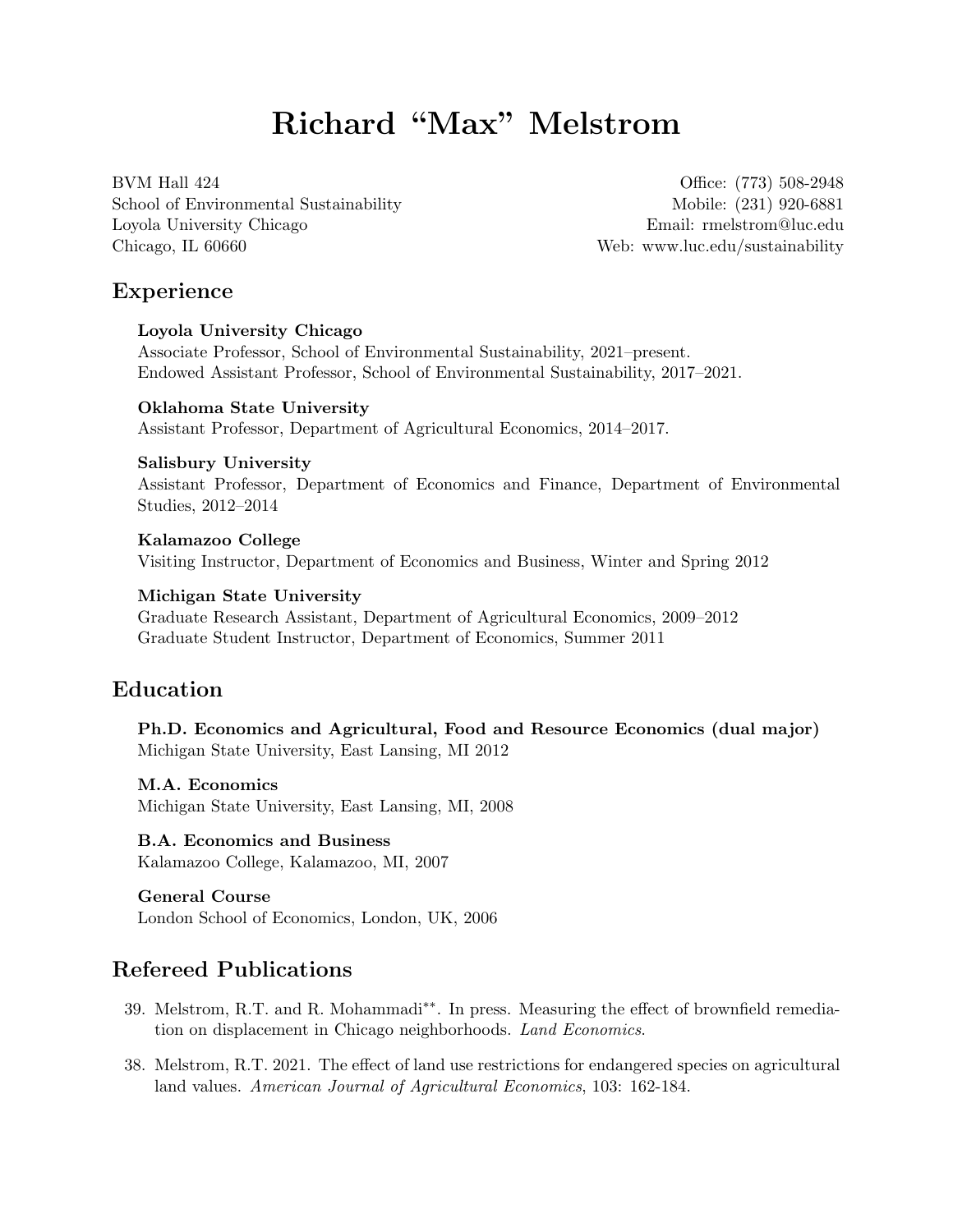# Richard "Max" Melstrom

BVM Hall 424
School of Environmental Sustainability
Loyola University Chicago
Chicago, IL 60660

Office: (773) 508-2948
Mobile: (231) 920-6881
Email: rmelstrom@luc.edu
Web: www.luc.edu/sustainability

## Experience

**Loyola University Chicago**
Associate Professor, School of Environmental Sustainability, 2021–present.
Endowed Assistant Professor, School of Environmental Sustainability, 2017–2021.

**Oklahoma State University**
Assistant Professor, Department of Agricultural Economics, 2014–2017.

**Salisbury University**
Assistant Professor, Department of Economics and Finance, Department of Environmental Studies, 2012–2014

**Kalamazoo College**
Visiting Instructor, Department of Economics and Business, Winter and Spring 2012

**Michigan State University**
Graduate Research Assistant, Department of Agricultural Economics, 2009–2012
Graduate Student Instructor, Department of Economics, Summer 2011

## Education

**Ph.D. Economics and Agricultural, Food and Resource Economics (dual major)**
Michigan State University, East Lansing, MI 2012

**M.A. Economics**
Michigan State University, East Lansing, MI, 2008

**B.A. Economics and Business**
Kalamazoo College, Kalamazoo, MI, 2007

**General Course**
London School of Economics, London, UK, 2006

## Refereed Publications

39. Melstrom, R.T. and R. Mohammadi**. In press. Measuring the effect of brownfield remediation on displacement in Chicago neighborhoods. *Land Economics*.

38. Melstrom, R.T. 2021. The effect of land use restrictions for endangered species on agricultural land values. *American Journal of Agricultural Economics*, 103: 162-184.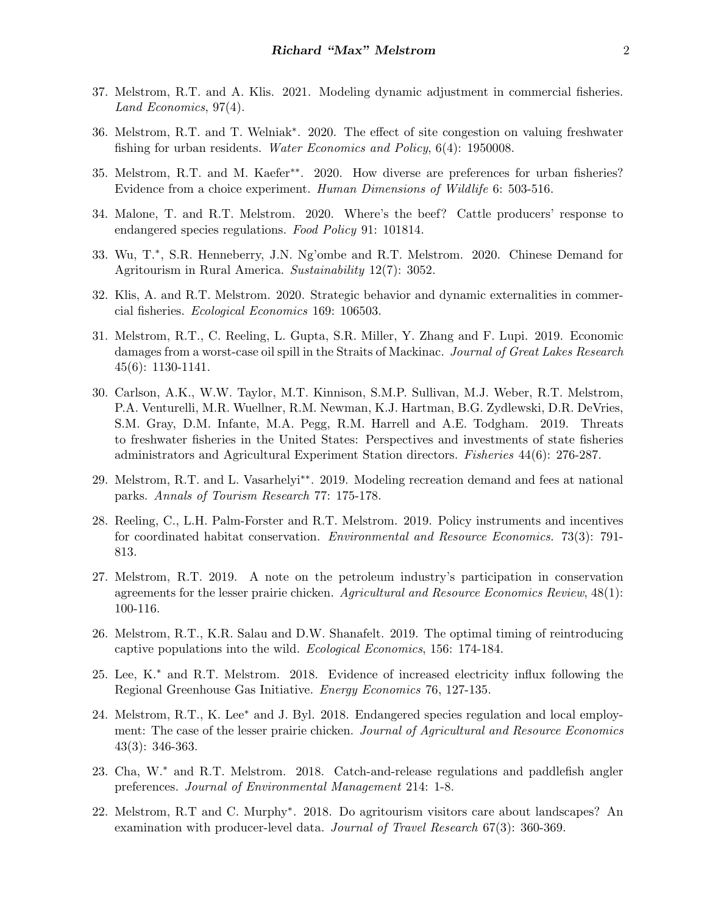37. Melstrom, R.T. and A. Klis. 2021. Modeling dynamic adjustment in commercial fisheries. *Land Economics*, 97(4).

36. Melstrom, R.T. and T. Welniak*. 2020. The effect of site congestion on valuing freshwater fishing for urban residents. *Water Economics and Policy*, 6(4): 1950008.

35. Melstrom, R.T. and M. Kaefer**. 2020. How diverse are preferences for urban fisheries? Evidence from a choice experiment. *Human Dimensions of Wildlife* 6: 503-516.

34. Malone, T. and R.T. Melstrom. 2020. Where's the beef? Cattle producers' response to endangered species regulations. *Food Policy* 91: 101814.

33. Wu, T.*, S.R. Henneberry, J.N. Ng'ombe and R.T. Melstrom. 2020. Chinese Demand for Agritourism in Rural America. *Sustainability* 12(7): 3052.

32. Klis, A. and R.T. Melstrom. 2020. Strategic behavior and dynamic externalities in commercial fisheries. *Ecological Economics* 169: 106503.

31. Melstrom, R.T., C. Reeling, L. Gupta, S.R. Miller, Y. Zhang and F. Lupi. 2019. Economic damages from a worst-case oil spill in the Straits of Mackinac. *Journal of Great Lakes Research* 45(6): 1130-1141.

30. Carlson, A.K., W.W. Taylor, M.T. Kinnison, S.M.P. Sullivan, M.J. Weber, R.T. Melstrom, P.A. Venturelli, M.R. Wuellner, R.M. Newman, K.J. Hartman, B.G. Zydlewski, D.R. DeVries, S.M. Gray, D.M. Infante, M.A. Pegg, R.M. Harrell and A.E. Todgham. 2019. Threats to freshwater fisheries in the United States: Perspectives and investments of state fisheries administrators and Agricultural Experiment Station directors. *Fisheries* 44(6): 276-287.

29. Melstrom, R.T. and L. Vasarhelyi**. 2019. Modeling recreation demand and fees at national parks. *Annals of Tourism Research* 77: 175-178.

28. Reeling, C., L.H. Palm-Forster and R.T. Melstrom. 2019. Policy instruments and incentives for coordinated habitat conservation. *Environmental and Resource Economics.* 73(3): 791-813.

27. Melstrom, R.T. 2019. A note on the petroleum industry's participation in conservation agreements for the lesser prairie chicken. *Agricultural and Resource Economics Review*, 48(1): 100-116.

26. Melstrom, R.T., K.R. Salau and D.W. Shanafelt. 2019. The optimal timing of reintroducing captive populations into the wild. *Ecological Economics*, 156: 174-184.

25. Lee, K.* and R.T. Melstrom. 2018. Evidence of increased electricity influx following the Regional Greenhouse Gas Initiative. *Energy Economics* 76, 127-135.

24. Melstrom, R.T., K. Lee* and J. Byl. 2018. Endangered species regulation and local employment: The case of the lesser prairie chicken. *Journal of Agricultural and Resource Economics* 43(3): 346-363.

23. Cha, W.* and R.T. Melstrom. 2018. Catch-and-release regulations and paddlefish angler preferences. *Journal of Environmental Management* 214: 1-8.

22. Melstrom, R.T and C. Murphy*. 2018. Do agritourism visitors care about landscapes? An examination with producer-level data. *Journal of Travel Research* 67(3): 360-369.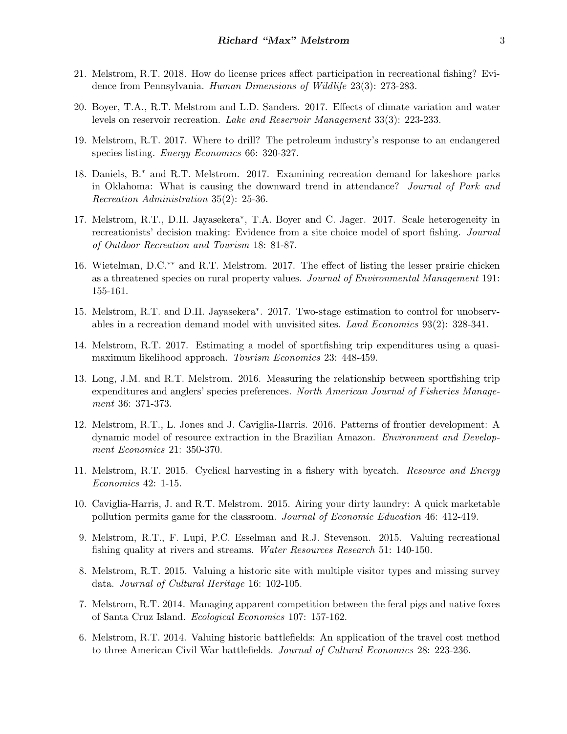21. Melstrom, R.T. 2018. How do license prices affect participation in recreational fishing? Evidence from Pennsylvania. *Human Dimensions of Wildlife* 23(3): 273-283.

20. Boyer, T.A., R.T. Melstrom and L.D. Sanders. 2017. Effects of climate variation and water levels on reservoir recreation. *Lake and Reservoir Management* 33(3): 223-233.

19. Melstrom, R.T. 2017. Where to drill? The petroleum industry's response to an endangered species listing. *Energy Economics* 66: 320-327.

18. Daniels, B.* and R.T. Melstrom. 2017. Examining recreation demand for lakeshore parks in Oklahoma: What is causing the downward trend in attendance? *Journal of Park and Recreation Administration* 35(2): 25-36.

17. Melstrom, R.T., D.H. Jayasekera*, T.A. Boyer and C. Jager. 2017. Scale heterogeneity in recreationists' decision making: Evidence from a site choice model of sport fishing. *Journal of Outdoor Recreation and Tourism* 18: 81-87.

16. Wietelman, D.C.** and R.T. Melstrom. 2017. The effect of listing the lesser prairie chicken as a threatened species on rural property values. *Journal of Environmental Management* 191: 155-161.

15. Melstrom, R.T. and D.H. Jayasekera*. 2017. Two-stage estimation to control for unobservables in a recreation demand model with unvisited sites. *Land Economics* 93(2): 328-341.

14. Melstrom, R.T. 2017. Estimating a model of sportfishing trip expenditures using a quasi-maximum likelihood approach. *Tourism Economics* 23: 448-459.

13. Long, J.M. and R.T. Melstrom. 2016. Measuring the relationship between sportfishing trip expenditures and anglers' species preferences. *North American Journal of Fisheries Management* 36: 371-373.

12. Melstrom, R.T., L. Jones and J. Caviglia-Harris. 2016. Patterns of frontier development: A dynamic model of resource extraction in the Brazilian Amazon. *Environment and Development Economics* 21: 350-370.

11. Melstrom, R.T. 2015. Cyclical harvesting in a fishery with bycatch. *Resource and Energy Economics* 42: 1-15.

10. Caviglia-Harris, J. and R.T. Melstrom. 2015. Airing your dirty laundry: A quick marketable pollution permits game for the classroom. *Journal of Economic Education* 46: 412-419.

9. Melstrom, R.T., F. Lupi, P.C. Esselman and R.J. Stevenson. 2015. Valuing recreational fishing quality at rivers and streams. *Water Resources Research* 51: 140-150.

8. Melstrom, R.T. 2015. Valuing a historic site with multiple visitor types and missing survey data. *Journal of Cultural Heritage* 16: 102-105.

7. Melstrom, R.T. 2014. Managing apparent competition between the feral pigs and native foxes of Santa Cruz Island. *Ecological Economics* 107: 157-162.

6. Melstrom, R.T. 2014. Valuing historic battlefields: An application of the travel cost method to three American Civil War battlefields. *Journal of Cultural Economics* 28: 223-236.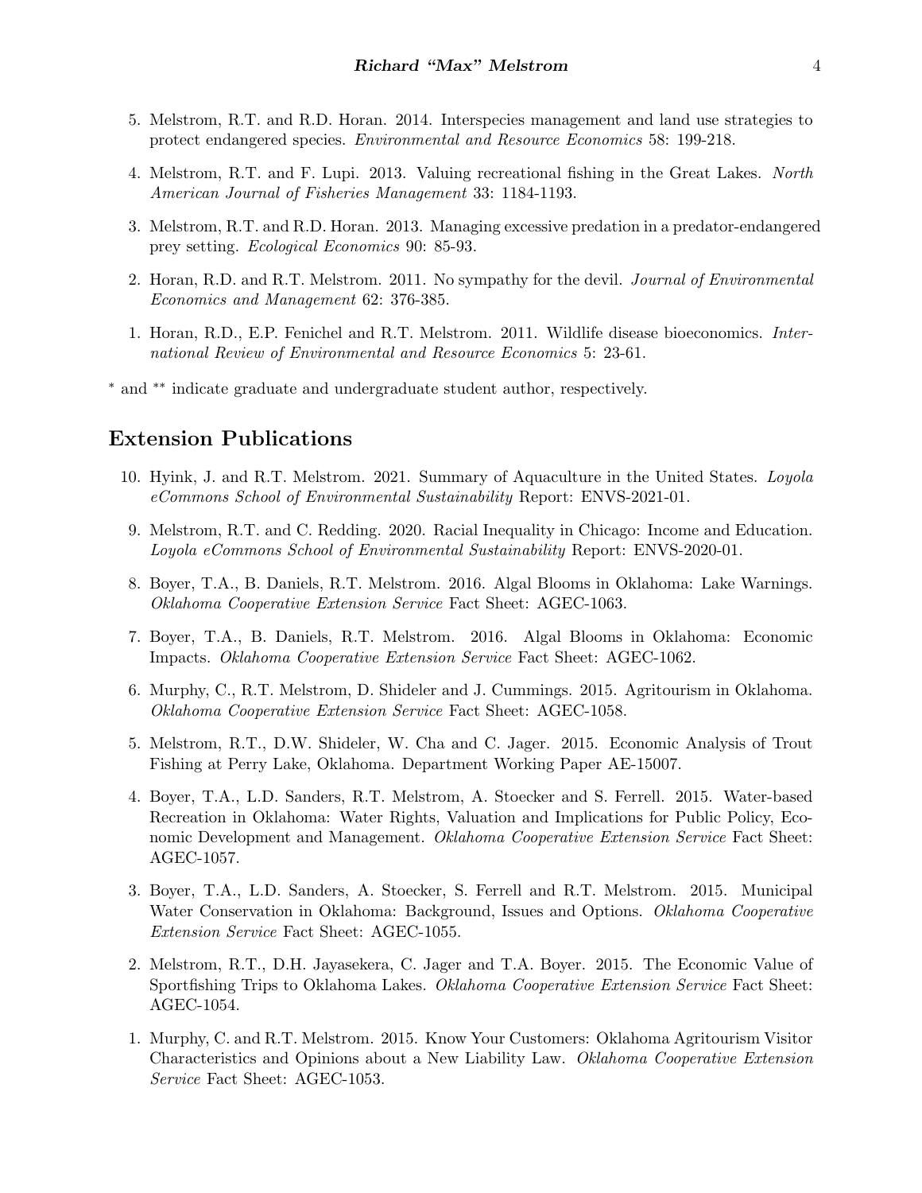5. Melstrom, R.T. and R.D. Horan. 2014. Interspecies management and land use strategies to protect endangered species. *Environmental and Resource Economics* 58: 199-218.

4. Melstrom, R.T. and F. Lupi. 2013. Valuing recreational fishing in the Great Lakes. *North American Journal of Fisheries Management* 33: 1184-1193.

3. Melstrom, R.T. and R.D. Horan. 2013. Managing excessive predation in a predator-endangered prey setting. *Ecological Economics* 90: 85-93.

2. Horan, R.D. and R.T. Melstrom. 2011. No sympathy for the devil. *Journal of Environmental Economics and Management* 62: 376-385.

1. Horan, R.D., E.P. Fenichel and R.T. Melstrom. 2011. Wildlife disease bioeconomics. *International Review of Environmental and Resource Economics* 5: 23-61.

* and ** indicate graduate and undergraduate student author, respectively.

## Extension Publications

10. Hyink, J. and R.T. Melstrom. 2021. Summary of Aquaculture in the United States. *Loyola eCommons School of Environmental Sustainability* Report: ENVS-2021-01.

9. Melstrom, R.T. and C. Redding. 2020. Racial Inequality in Chicago: Income and Education. *Loyola eCommons School of Environmental Sustainability* Report: ENVS-2020-01.

8. Boyer, T.A., B. Daniels, R.T. Melstrom. 2016. Algal Blooms in Oklahoma: Lake Warnings. *Oklahoma Cooperative Extension Service* Fact Sheet: AGEC-1063.

7. Boyer, T.A., B. Daniels, R.T. Melstrom. 2016. Algal Blooms in Oklahoma: Economic Impacts. *Oklahoma Cooperative Extension Service* Fact Sheet: AGEC-1062.

6. Murphy, C., R.T. Melstrom, D. Shideler and J. Cummings. 2015. Agritourism in Oklahoma. *Oklahoma Cooperative Extension Service* Fact Sheet: AGEC-1058.

5. Melstrom, R.T., D.W. Shideler, W. Cha and C. Jager. 2015. Economic Analysis of Trout Fishing at Perry Lake, Oklahoma. Department Working Paper AE-15007.

4. Boyer, T.A., L.D. Sanders, R.T. Melstrom, A. Stoecker and S. Ferrell. 2015. Water-based Recreation in Oklahoma: Water Rights, Valuation and Implications for Public Policy, Economic Development and Management. *Oklahoma Cooperative Extension Service* Fact Sheet: AGEC-1057.

3. Boyer, T.A., L.D. Sanders, A. Stoecker, S. Ferrell and R.T. Melstrom. 2015. Municipal Water Conservation in Oklahoma: Background, Issues and Options. *Oklahoma Cooperative Extension Service* Fact Sheet: AGEC-1055.

2. Melstrom, R.T., D.H. Jayasekera, C. Jager and T.A. Boyer. 2015. The Economic Value of Sportfishing Trips to Oklahoma Lakes. *Oklahoma Cooperative Extension Service* Fact Sheet: AGEC-1054.

1. Murphy, C. and R.T. Melstrom. 2015. Know Your Customers: Oklahoma Agritourism Visitor Characteristics and Opinions about a New Liability Law. *Oklahoma Cooperative Extension Service* Fact Sheet: AGEC-1053.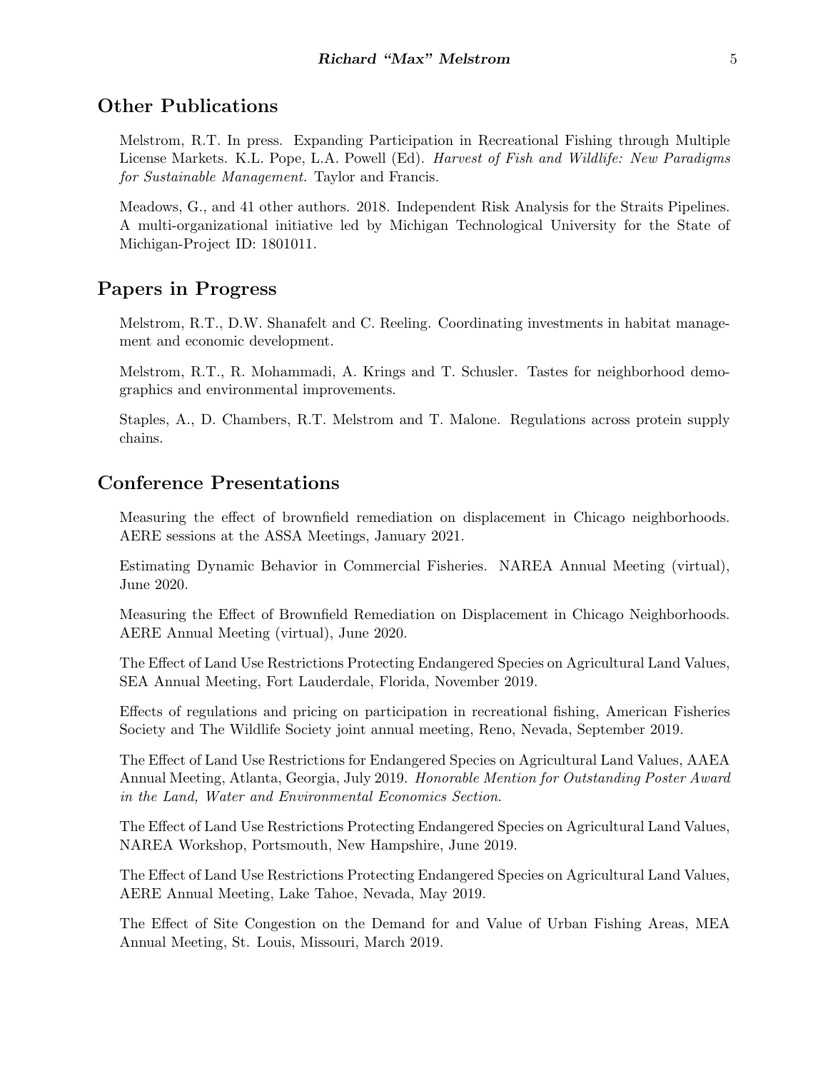## Other Publications

Melstrom, R.T. In press. Expanding Participation in Recreational Fishing through Multiple License Markets. K.L. Pope, L.A. Powell (Ed). *Harvest of Fish and Wildlife: New Paradigms for Sustainable Management.* Taylor and Francis.

Meadows, G., and 41 other authors. 2018. Independent Risk Analysis for the Straits Pipelines. A multi-organizational initiative led by Michigan Technological University for the State of Michigan-Project ID: 1801011.

## Papers in Progress

Melstrom, R.T., D.W. Shanafelt and C. Reeling. Coordinating investments in habitat management and economic development.

Melstrom, R.T., R. Mohammadi, A. Krings and T. Schusler. Tastes for neighborhood demographics and environmental improvements.

Staples, A., D. Chambers, R.T. Melstrom and T. Malone. Regulations across protein supply chains.

## Conference Presentations

Measuring the effect of brownfield remediation on displacement in Chicago neighborhoods. AERE sessions at the ASSA Meetings, January 2021.

Estimating Dynamic Behavior in Commercial Fisheries. NAREA Annual Meeting (virtual), June 2020.

Measuring the Effect of Brownfield Remediation on Displacement in Chicago Neighborhoods. AERE Annual Meeting (virtual), June 2020.

The Effect of Land Use Restrictions Protecting Endangered Species on Agricultural Land Values, SEA Annual Meeting, Fort Lauderdale, Florida, November 2019.

Effects of regulations and pricing on participation in recreational fishing, American Fisheries Society and The Wildlife Society joint annual meeting, Reno, Nevada, September 2019.

The Effect of Land Use Restrictions for Endangered Species on Agricultural Land Values, AAEA Annual Meeting, Atlanta, Georgia, July 2019. *Honorable Mention for Outstanding Poster Award in the Land, Water and Environmental Economics Section*.

The Effect of Land Use Restrictions Protecting Endangered Species on Agricultural Land Values, NAREA Workshop, Portsmouth, New Hampshire, June 2019.

The Effect of Land Use Restrictions Protecting Endangered Species on Agricultural Land Values, AERE Annual Meeting, Lake Tahoe, Nevada, May 2019.

The Effect of Site Congestion on the Demand for and Value of Urban Fishing Areas, MEA Annual Meeting, St. Louis, Missouri, March 2019.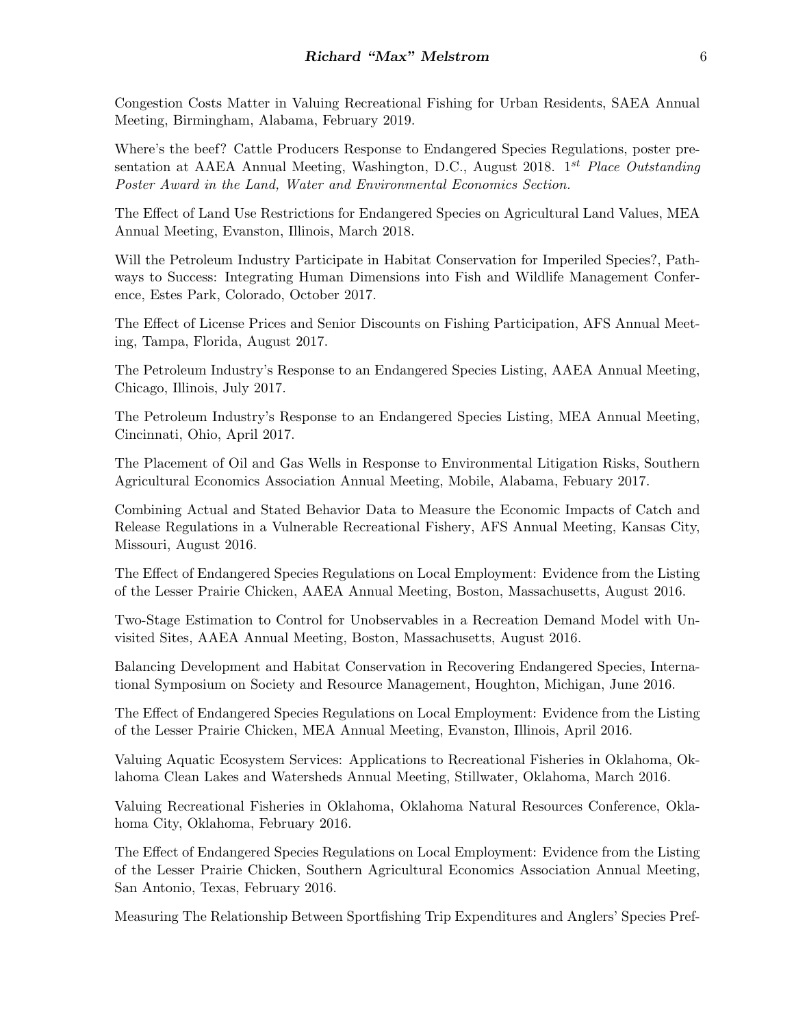Congestion Costs Matter in Valuing Recreational Fishing for Urban Residents, SAEA Annual Meeting, Birmingham, Alabama, February 2019.

Where's the beef? Cattle Producers Response to Endangered Species Regulations, poster presentation at AAEA Annual Meeting, Washington, D.C., August 2018. *1st Place Outstanding Poster Award in the Land, Water and Environmental Economics Section.*

The Effect of Land Use Restrictions for Endangered Species on Agricultural Land Values, MEA Annual Meeting, Evanston, Illinois, March 2018.

Will the Petroleum Industry Participate in Habitat Conservation for Imperiled Species?, Pathways to Success: Integrating Human Dimensions into Fish and Wildlife Management Conference, Estes Park, Colorado, October 2017.

The Effect of License Prices and Senior Discounts on Fishing Participation, AFS Annual Meeting, Tampa, Florida, August 2017.

The Petroleum Industry's Response to an Endangered Species Listing, AAEA Annual Meeting, Chicago, Illinois, July 2017.

The Petroleum Industry's Response to an Endangered Species Listing, MEA Annual Meeting, Cincinnati, Ohio, April 2017.

The Placement of Oil and Gas Wells in Response to Environmental Litigation Risks, Southern Agricultural Economics Association Annual Meeting, Mobile, Alabama, Febuary 2017.

Combining Actual and Stated Behavior Data to Measure the Economic Impacts of Catch and Release Regulations in a Vulnerable Recreational Fishery, AFS Annual Meeting, Kansas City, Missouri, August 2016.

The Effect of Endangered Species Regulations on Local Employment: Evidence from the Listing of the Lesser Prairie Chicken, AAEA Annual Meeting, Boston, Massachusetts, August 2016.

Two-Stage Estimation to Control for Unobservables in a Recreation Demand Model with Unvisited Sites, AAEA Annual Meeting, Boston, Massachusetts, August 2016.

Balancing Development and Habitat Conservation in Recovering Endangered Species, International Symposium on Society and Resource Management, Houghton, Michigan, June 2016.

The Effect of Endangered Species Regulations on Local Employment: Evidence from the Listing of the Lesser Prairie Chicken, MEA Annual Meeting, Evanston, Illinois, April 2016.

Valuing Aquatic Ecosystem Services: Applications to Recreational Fisheries in Oklahoma, Oklahoma Clean Lakes and Watersheds Annual Meeting, Stillwater, Oklahoma, March 2016.

Valuing Recreational Fisheries in Oklahoma, Oklahoma Natural Resources Conference, Oklahoma City, Oklahoma, February 2016.

The Effect of Endangered Species Regulations on Local Employment: Evidence from the Listing of the Lesser Prairie Chicken, Southern Agricultural Economics Association Annual Meeting, San Antonio, Texas, February 2016.

Measuring The Relationship Between Sportfishing Trip Expenditures and Anglers' Species Pref-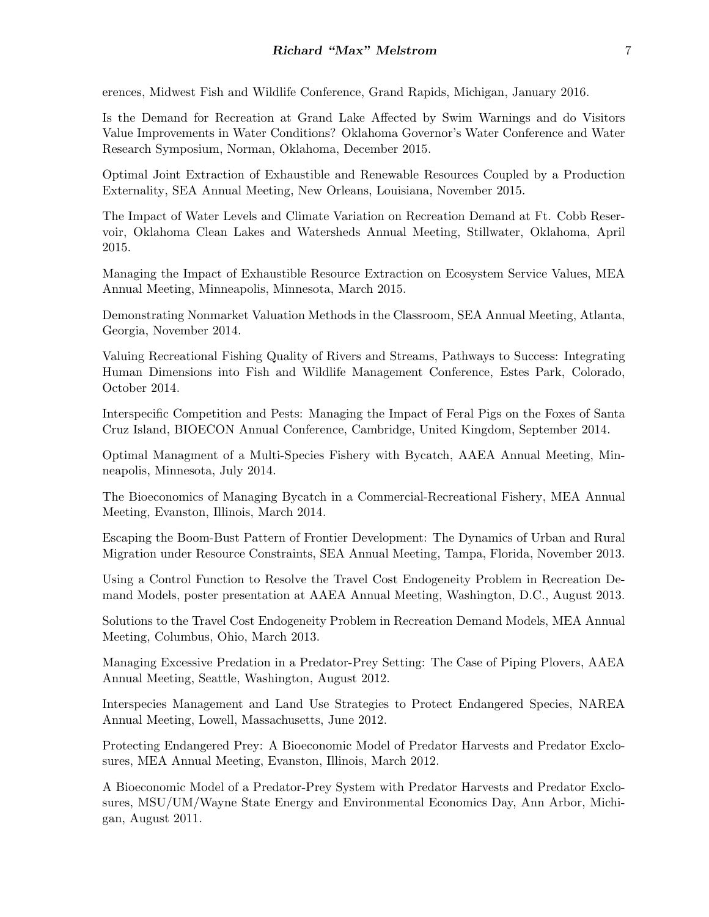erences, Midwest Fish and Wildlife Conference, Grand Rapids, Michigan, January 2016.

Is the Demand for Recreation at Grand Lake Affected by Swim Warnings and do Visitors Value Improvements in Water Conditions? Oklahoma Governor's Water Conference and Water Research Symposium, Norman, Oklahoma, December 2015.

Optimal Joint Extraction of Exhaustible and Renewable Resources Coupled by a Production Externality, SEA Annual Meeting, New Orleans, Louisiana, November 2015.

The Impact of Water Levels and Climate Variation on Recreation Demand at Ft. Cobb Reservoir, Oklahoma Clean Lakes and Watersheds Annual Meeting, Stillwater, Oklahoma, April 2015.

Managing the Impact of Exhaustible Resource Extraction on Ecosystem Service Values, MEA Annual Meeting, Minneapolis, Minnesota, March 2015.

Demonstrating Nonmarket Valuation Methods in the Classroom, SEA Annual Meeting, Atlanta, Georgia, November 2014.

Valuing Recreational Fishing Quality of Rivers and Streams, Pathways to Success: Integrating Human Dimensions into Fish and Wildlife Management Conference, Estes Park, Colorado, October 2014.

Interspecific Competition and Pests: Managing the Impact of Feral Pigs on the Foxes of Santa Cruz Island, BIOECON Annual Conference, Cambridge, United Kingdom, September 2014.

Optimal Managment of a Multi-Species Fishery with Bycatch, AAEA Annual Meeting, Minneapolis, Minnesota, July 2014.

The Bioeconomics of Managing Bycatch in a Commercial-Recreational Fishery, MEA Annual Meeting, Evanston, Illinois, March 2014.

Escaping the Boom-Bust Pattern of Frontier Development: The Dynamics of Urban and Rural Migration under Resource Constraints, SEA Annual Meeting, Tampa, Florida, November 2013.

Using a Control Function to Resolve the Travel Cost Endogeneity Problem in Recreation Demand Models, poster presentation at AAEA Annual Meeting, Washington, D.C., August 2013.

Solutions to the Travel Cost Endogeneity Problem in Recreation Demand Models, MEA Annual Meeting, Columbus, Ohio, March 2013.

Managing Excessive Predation in a Predator-Prey Setting: The Case of Piping Plovers, AAEA Annual Meeting, Seattle, Washington, August 2012.

Interspecies Management and Land Use Strategies to Protect Endangered Species, NAREA Annual Meeting, Lowell, Massachusetts, June 2012.

Protecting Endangered Prey: A Bioeconomic Model of Predator Harvests and Predator Exclosures, MEA Annual Meeting, Evanston, Illinois, March 2012.

A Bioeconomic Model of a Predator-Prey System with Predator Harvests and Predator Exclosures, MSU/UM/Wayne State Energy and Environmental Economics Day, Ann Arbor, Michigan, August 2011.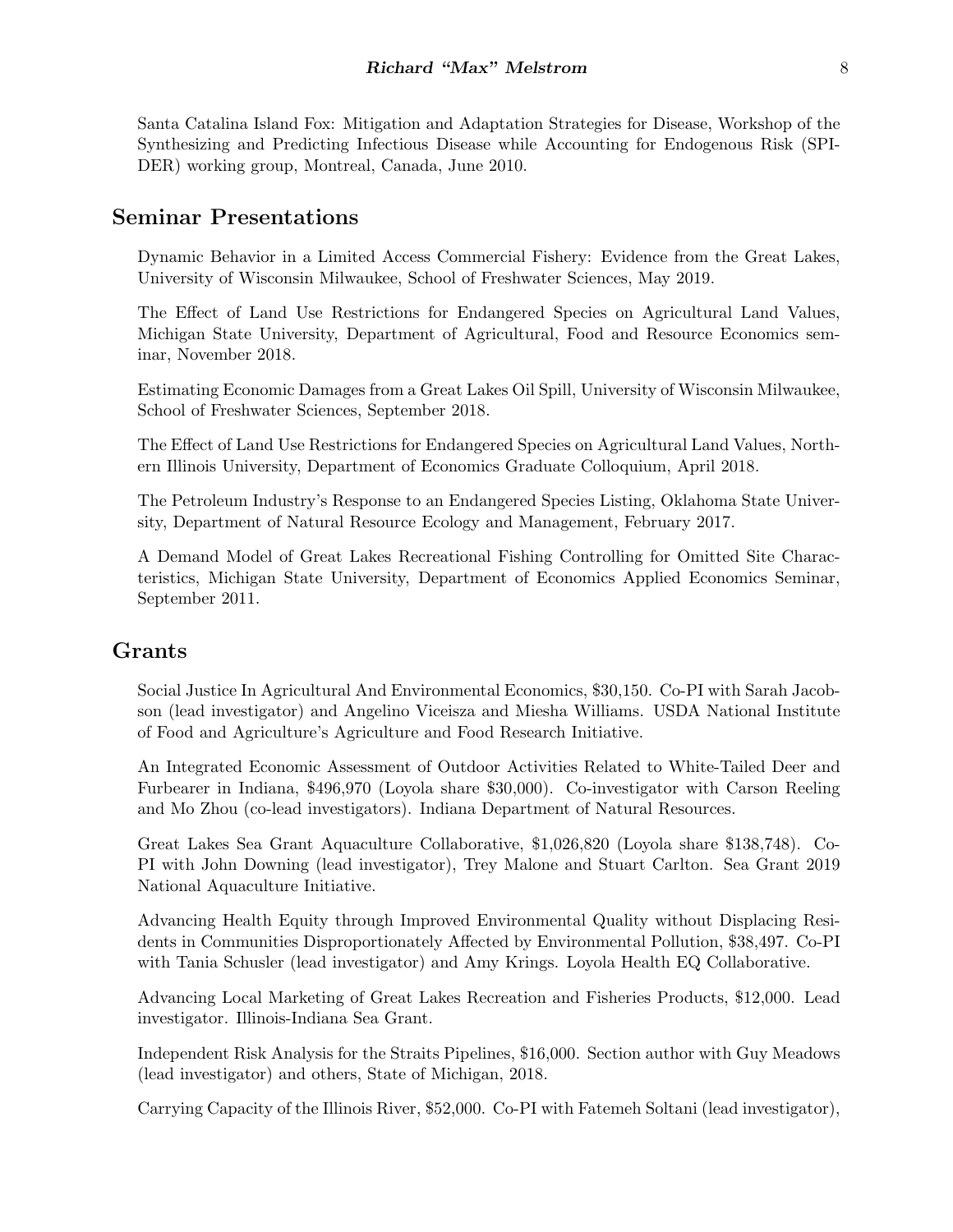Santa Catalina Island Fox: Mitigation and Adaptation Strategies for Disease, Workshop of the Synthesizing and Predicting Infectious Disease while Accounting for Endogenous Risk (SPIDER) working group, Montreal, Canada, June 2010.

## Seminar Presentations

Dynamic Behavior in a Limited Access Commercial Fishery: Evidence from the Great Lakes, University of Wisconsin Milwaukee, School of Freshwater Sciences, May 2019.

The Effect of Land Use Restrictions for Endangered Species on Agricultural Land Values, Michigan State University, Department of Agricultural, Food and Resource Economics seminar, November 2018.

Estimating Economic Damages from a Great Lakes Oil Spill, University of Wisconsin Milwaukee, School of Freshwater Sciences, September 2018.

The Effect of Land Use Restrictions for Endangered Species on Agricultural Land Values, Northern Illinois University, Department of Economics Graduate Colloquium, April 2018.

The Petroleum Industry's Response to an Endangered Species Listing, Oklahoma State University, Department of Natural Resource Ecology and Management, February 2017.

A Demand Model of Great Lakes Recreational Fishing Controlling for Omitted Site Characteristics, Michigan State University, Department of Economics Applied Economics Seminar, September 2011.

## Grants

Social Justice In Agricultural And Environmental Economics, $30,150. Co-PI with Sarah Jacobson (lead investigator) and Angelino Viceisza and Miesha Williams. USDA National Institute of Food and Agriculture's Agriculture and Food Research Initiative.

An Integrated Economic Assessment of Outdoor Activities Related to White-Tailed Deer and Furbearer in Indiana, $496,970 (Loyola share $30,000). Co-investigator with Carson Reeling and Mo Zhou (co-lead investigators). Indiana Department of Natural Resources.

Great Lakes Sea Grant Aquaculture Collaborative, $1,026,820 (Loyola share $138,748). Co-PI with John Downing (lead investigator), Trey Malone and Stuart Carlton. Sea Grant 2019 National Aquaculture Initiative.

Advancing Health Equity through Improved Environmental Quality without Displacing Residents in Communities Disproportionately Affected by Environmental Pollution, $38,497. Co-PI with Tania Schusler (lead investigator) and Amy Krings. Loyola Health EQ Collaborative.

Advancing Local Marketing of Great Lakes Recreation and Fisheries Products, $12,000. Lead investigator. Illinois-Indiana Sea Grant.

Independent Risk Analysis for the Straits Pipelines, $16,000. Section author with Guy Meadows (lead investigator) and others, State of Michigan, 2018.

Carrying Capacity of the Illinois River, $52,000. Co-PI with Fatemeh Soltani (lead investigator),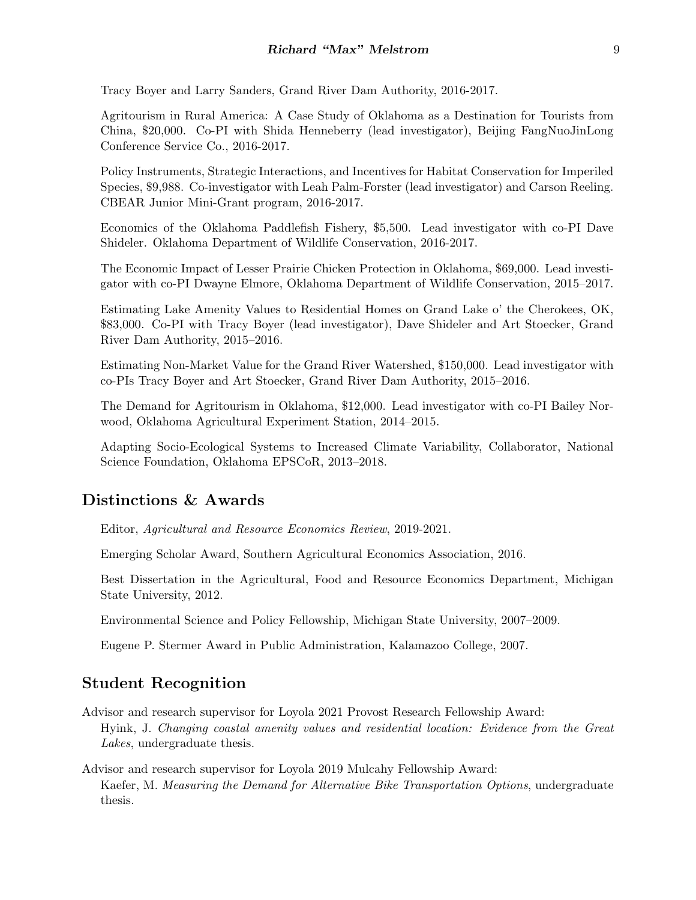Tracy Boyer and Larry Sanders, Grand River Dam Authority, 2016-2017.

Agritourism in Rural America: A Case Study of Oklahoma as a Destination for Tourists from China, $20,000. Co-PI with Shida Henneberry (lead investigator), Beijing FangNuoJinLong Conference Service Co., 2016-2017.

Policy Instruments, Strategic Interactions, and Incentives for Habitat Conservation for Imperiled Species, $9,988. Co-investigator with Leah Palm-Forster (lead investigator) and Carson Reeling. CBEAR Junior Mini-Grant program, 2016-2017.

Economics of the Oklahoma Paddlefish Fishery, $5,500. Lead investigator with co-PI Dave Shideler. Oklahoma Department of Wildlife Conservation, 2016-2017.

The Economic Impact of Lesser Prairie Chicken Protection in Oklahoma, $69,000. Lead investigator with co-PI Dwayne Elmore, Oklahoma Department of Wildlife Conservation, 2015–2017.

Estimating Lake Amenity Values to Residential Homes on Grand Lake o' the Cherokees, OK, $83,000. Co-PI with Tracy Boyer (lead investigator), Dave Shideler and Art Stoecker, Grand River Dam Authority, 2015–2016.

Estimating Non-Market Value for the Grand River Watershed, $150,000. Lead investigator with co-PIs Tracy Boyer and Art Stoecker, Grand River Dam Authority, 2015–2016.

The Demand for Agritourism in Oklahoma, $12,000. Lead investigator with co-PI Bailey Norwood, Oklahoma Agricultural Experiment Station, 2014–2015.

Adapting Socio-Ecological Systems to Increased Climate Variability, Collaborator, National Science Foundation, Oklahoma EPSCoR, 2013–2018.

## Distinctions & Awards

Editor, *Agricultural and Resource Economics Review*, 2019-2021.

Emerging Scholar Award, Southern Agricultural Economics Association, 2016.

Best Dissertation in the Agricultural, Food and Resource Economics Department, Michigan State University, 2012.

Environmental Science and Policy Fellowship, Michigan State University, 2007–2009.

Eugene P. Stermer Award in Public Administration, Kalamazoo College, 2007.

## Student Recognition

Advisor and research supervisor for Loyola 2021 Provost Research Fellowship Award:
Hyink, J. *Changing coastal amenity values and residential location: Evidence from the Great Lakes*, undergraduate thesis.

Advisor and research supervisor for Loyola 2019 Mulcahy Fellowship Award:
Kaefer, M. *Measuring the Demand for Alternative Bike Transportation Options*, undergraduate thesis.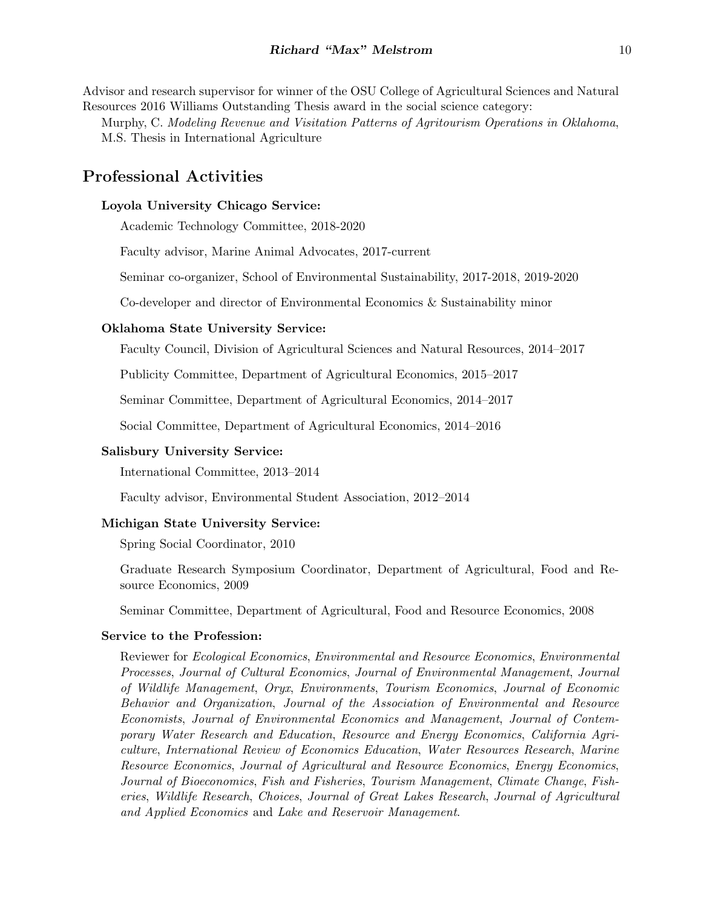Advisor and research supervisor for winner of the OSU College of Agricultural Sciences and Natural Resources 2016 Williams Outstanding Thesis award in the social science category:

Murphy, C. *Modeling Revenue and Visitation Patterns of Agritourism Operations in Oklahoma*, M.S. Thesis in International Agriculture

## Professional Activities

### Loyola University Chicago Service:

Academic Technology Committee, 2018-2020

Faculty advisor, Marine Animal Advocates, 2017-current

Seminar co-organizer, School of Environmental Sustainability, 2017-2018, 2019-2020

Co-developer and director of Environmental Economics & Sustainability minor

### Oklahoma State University Service:

Faculty Council, Division of Agricultural Sciences and Natural Resources, 2014–2017

Publicity Committee, Department of Agricultural Economics, 2015–2017

Seminar Committee, Department of Agricultural Economics, 2014–2017

Social Committee, Department of Agricultural Economics, 2014–2016

### Salisbury University Service:

International Committee, 2013–2014

Faculty advisor, Environmental Student Association, 2012–2014

### Michigan State University Service:

Spring Social Coordinator, 2010

Graduate Research Symposium Coordinator, Department of Agricultural, Food and Resource Economics, 2009

Seminar Committee, Department of Agricultural, Food and Resource Economics, 2008

### Service to the Profession:

Reviewer for *Ecological Economics*, *Environmental and Resource Economics*, *Environmental Processes*, *Journal of Cultural Economics*, *Journal of Environmental Management*, *Journal of Wildlife Management*, *Oryx*, *Environments*, *Tourism Economics*, *Journal of Economic Behavior and Organization*, *Journal of the Association of Environmental and Resource Economists*, *Journal of Environmental Economics and Management*, *Journal of Contemporary Water Research and Education*, *Resource and Energy Economics*, *California Agriculture*, *International Review of Economics Education*, *Water Resources Research*, *Marine Resource Economics*, *Journal of Agricultural and Resource Economics*, *Energy Economics*, *Journal of Bioeconomics*, *Fish and Fisheries*, *Tourism Management*, *Climate Change*, *Fisheries*, *Wildlife Research*, *Choices*, *Journal of Great Lakes Research*, *Journal of Agricultural and Applied Economics* and *Lake and Reservoir Management*.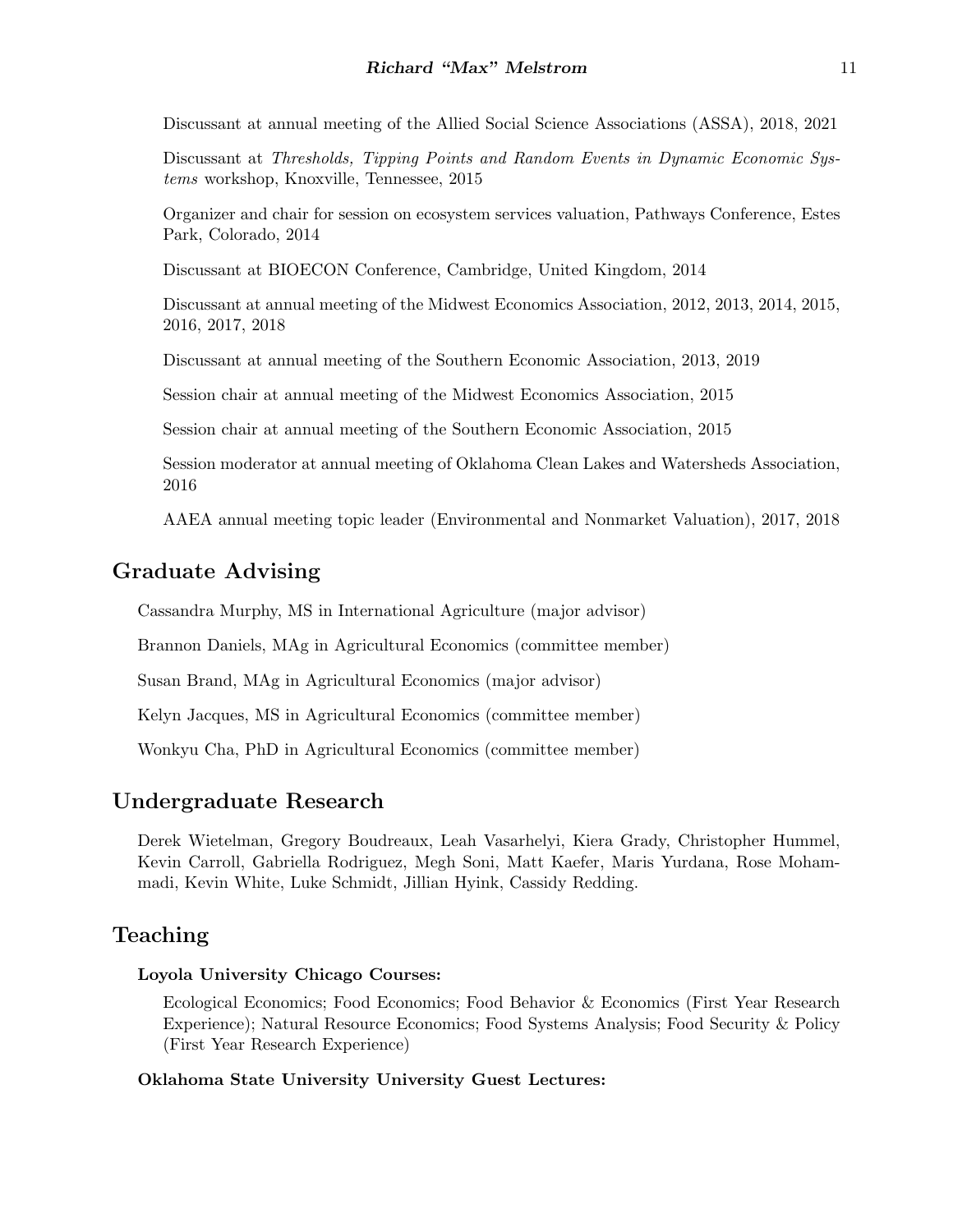Discussant at annual meeting of the Allied Social Science Associations (ASSA), 2018, 2021

Discussant at *Thresholds, Tipping Points and Random Events in Dynamic Economic Systems* workshop, Knoxville, Tennessee, 2015

Organizer and chair for session on ecosystem services valuation, Pathways Conference, Estes Park, Colorado, 2014

Discussant at BIOECON Conference, Cambridge, United Kingdom, 2014

Discussant at annual meeting of the Midwest Economics Association, 2012, 2013, 2014, 2015, 2016, 2017, 2018

Discussant at annual meeting of the Southern Economic Association, 2013, 2019

Session chair at annual meeting of the Midwest Economics Association, 2015

Session chair at annual meeting of the Southern Economic Association, 2015

Session moderator at annual meeting of Oklahoma Clean Lakes and Watersheds Association, 2016

AAEA annual meeting topic leader (Environmental and Nonmarket Valuation), 2017, 2018

## Graduate Advising

Cassandra Murphy, MS in International Agriculture (major advisor)

Brannon Daniels, MAg in Agricultural Economics (committee member)

Susan Brand, MAg in Agricultural Economics (major advisor)

Kelyn Jacques, MS in Agricultural Economics (committee member)

Wonkyu Cha, PhD in Agricultural Economics (committee member)

## Undergraduate Research

Derek Wietelman, Gregory Boudreaux, Leah Vasarhelyi, Kiera Grady, Christopher Hummel, Kevin Carroll, Gabriella Rodriguez, Megh Soni, Matt Kaefer, Maris Yurdana, Rose Mohammadi, Kevin White, Luke Schmidt, Jillian Hyink, Cassidy Redding.

## Teaching

### Loyola University Chicago Courses:

Ecological Economics; Food Economics; Food Behavior & Economics (First Year Research Experience); Natural Resource Economics; Food Systems Analysis; Food Security & Policy (First Year Research Experience)

### Oklahoma State University University Guest Lectures: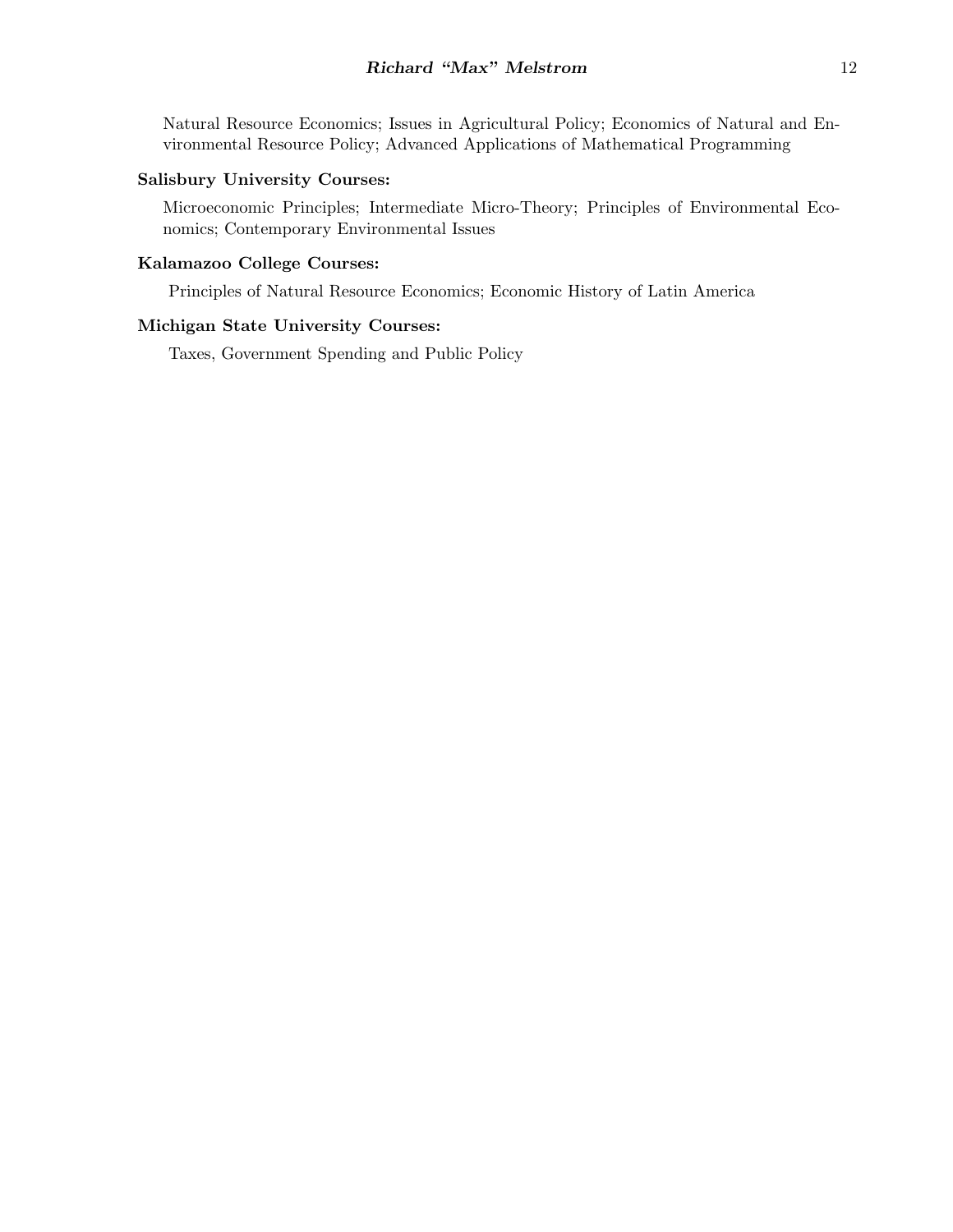Natural Resource Economics; Issues in Agricultural Policy; Economics of Natural and Environmental Resource Policy; Advanced Applications of Mathematical Programming

**Salisbury University Courses:**

Microeconomic Principles; Intermediate Micro-Theory; Principles of Environmental Economics; Contemporary Environmental Issues

**Kalamazoo College Courses:**

Principles of Natural Resource Economics; Economic History of Latin America

**Michigan State University Courses:**

Taxes, Government Spending and Public Policy